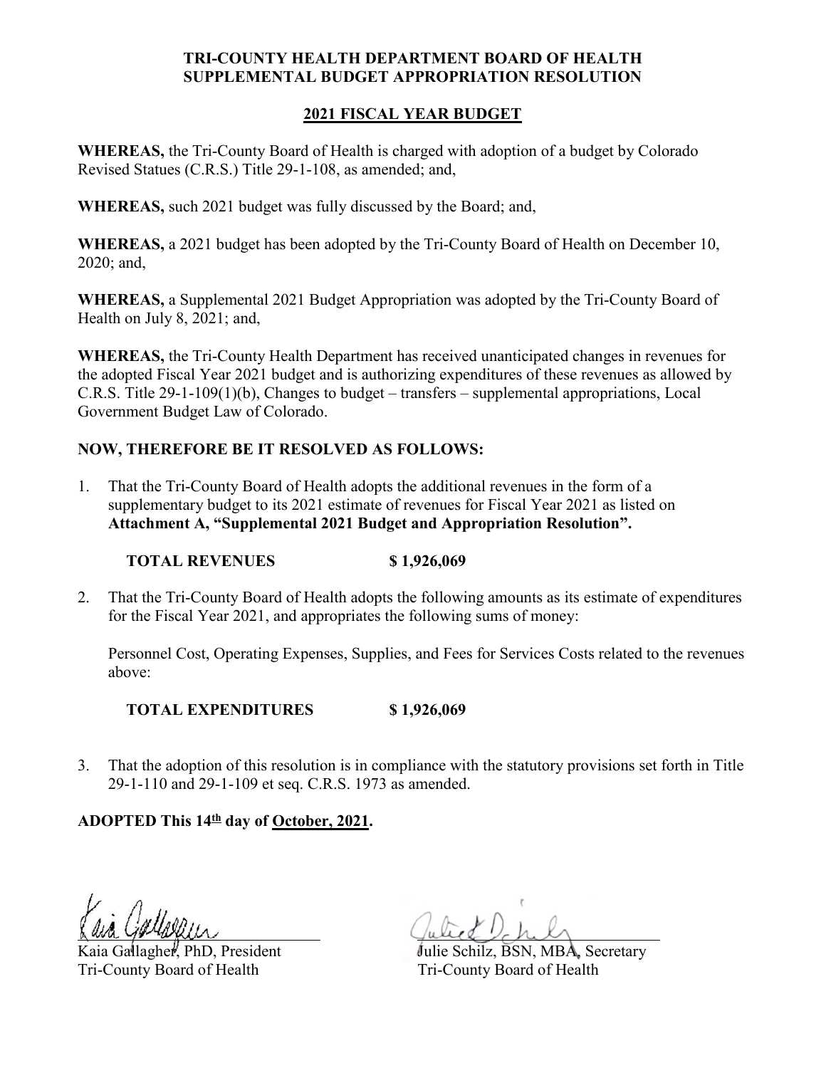**TRI-COUNTY HEALTH DEPARTMENT BOARD OF HEALTH SUPPLEMENTAL BUDGET APPROPRIATION RESOLUTION**

**2021 FISCAL YEAR BUDGET**

**WHEREAS,** the Tri-County Board of Health is charged with adoption of a budget by Colorado Revised Statues (C.R.S.) Title 29-1-108, as amended; and,

**WHEREAS,** such 2021 budget was fully discussed by the Board; and,

**WHEREAS,** a 2021 budget has been adopted by the Tri-County Board of Health on December 10, 2020; and,

**WHEREAS,** a Supplemental 2021 Budget Appropriation was adopted by the Tri-County Board of Health on July 8, 2021; and,

**WHEREAS,** the Tri-County Health Department has received unanticipated changes in revenues for the adopted Fiscal Year 2021 budget and is authorizing expenditures of these revenues as allowed by C.R.S. Title 29-1-109(1)(b), Changes to budget – transfers – supplemental appropriations, Local Government Budget Law of Colorado.

**NOW, THEREFORE BE IT RESOLVED AS FOLLOWS:**

1. That the Tri-County Board of Health adopts the additional revenues in the form of a supplementary budget to its 2021 estimate of revenues for Fiscal Year 2021 as listed on **Attachment A, "Supplemental 2021 Budget and Appropriation Resolution".**

   **TOTAL REVENUES $ 1,926,069**

2. That the Tri-County Board of Health adopts the following amounts as its estimate of expenditures for the Fiscal Year 2021, and appropriates the following sums of money:

   Personnel Cost, Operating Expenses, Supplies, and Fees for Services Costs related to the revenues above:

   **TOTAL EXPENDITURES $ 1,926,069**

3. That the adoption of this resolution is in compliance with the statutory provisions set forth in Title 29-1-110 and 29-1-109 et seq. C.R.S. 1973 as amended.

**ADOPTED This 14th day of October, 2021.**

Kaia Gallagher, PhD, President
Tri-County Board of Health

Julie Schilz, BSN, MBA, Secretary
Tri-County Board of Health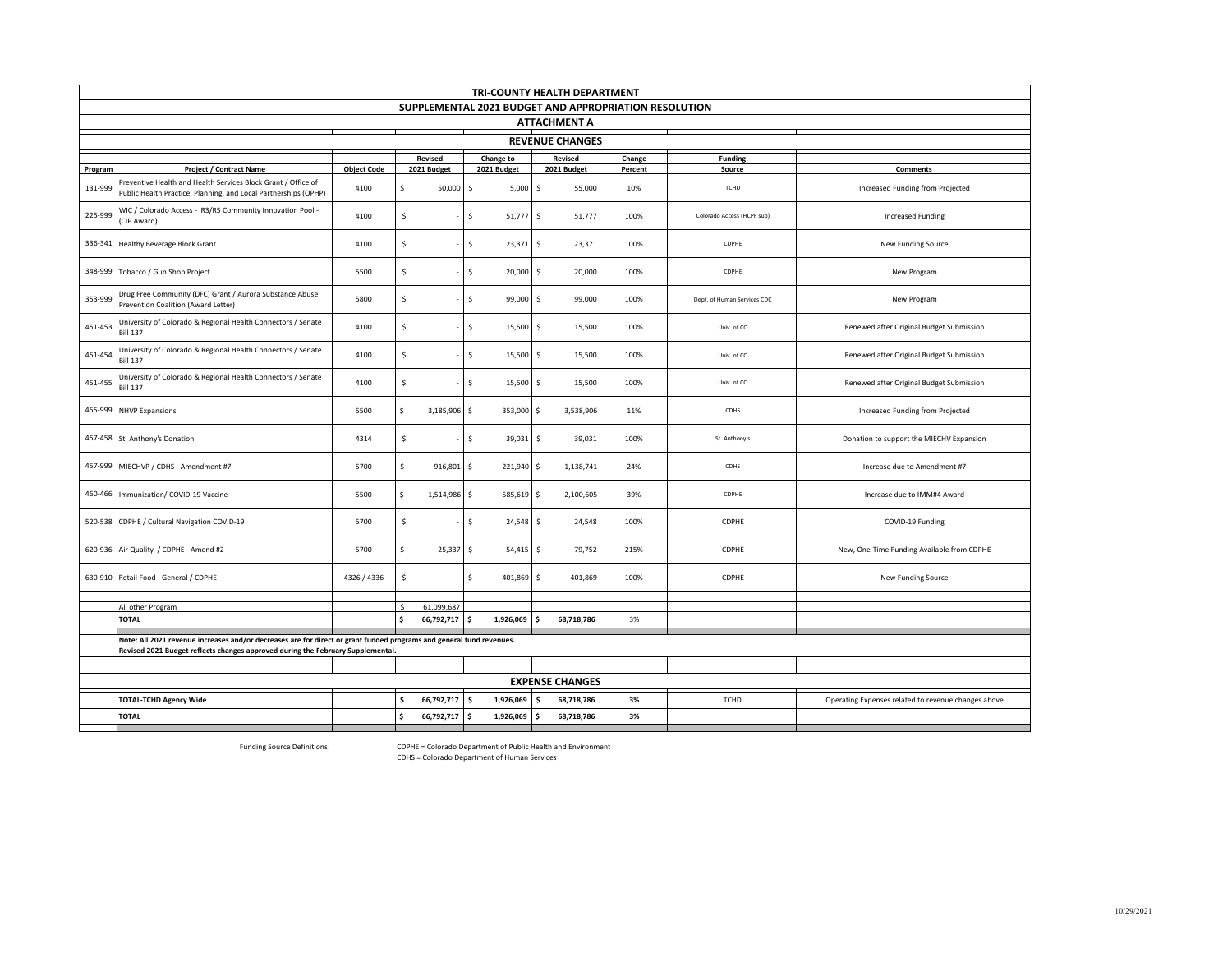# TRI-COUNTY HEALTH DEPARTMENT

## SUPPLEMENTAL 2021 BUDGET AND APPROPRIATION RESOLUTION

### ATTACHMENT A

#### REVENUE CHANGES

| Program | Project / Contract Name | Object Code | Revised 2021 Budget | Change to 2021 Budget | Revised 2021 Budget | Change Percent | Funding Source | Comments |
|---|---|---|---|---|---|---|---|---|
| 131-999 | Preventive Health and Health Services Block Grant / Office of Public Health Practice, Planning, and Local Partnerships (OPHP) | 4100 | $ 50,000 | $ 5,000 | $ 55,000 | 10% | TCHD | Increased Funding from Projected |
| 225-999 | WIC / Colorado Access - R3/R5 Community Innovation Pool - (CIP Award) | 4100 | $ - | $ 51,777 | $ 51,777 | 100% | Colorado Access (HCPF sub) | Increased Funding |
| 336-341 | Healthy Beverage Block Grant | 4100 | $ - | $ 23,371 | $ 23,371 | 100% | CDPHE | New Funding Source |
| 348-999 | Tobacco / Gun Shop Project | 5500 | $ - | $ 20,000 | $ 20,000 | 100% | CDPHE | New Program |
| 353-999 | Drug Free Community (DFC) Grant / Aurora Substance Abuse Prevention Coalition (Award Letter) | 5800 | $ - | $ 99,000 | $ 99,000 | 100% | Dept. of Human Services CDC | New Program |
| 451-453 | University of Colorado & Regional Health Connectors / Senate Bill 137 | 4100 | $ - | $ 15,500 | $ 15,500 | 100% | Univ. of CO | Renewed after Original Budget Submission |
| 451-454 | University of Colorado & Regional Health Connectors / Senate Bill 137 | 4100 | $ - | $ 15,500 | $ 15,500 | 100% | Univ. of CO | Renewed after Original Budget Submission |
| 451-455 | University of Colorado & Regional Health Connectors / Senate Bill 137 | 4100 | $ - | $ 15,500 | $ 15,500 | 100% | Univ. of CO | Renewed after Original Budget Submission |
| 455-999 | NHVP Expansions | 5500 | $ 3,185,906 | $ 353,000 | $ 3,538,906 | 11% | CDHS | Increased Funding from Projected |
| 457-458 | St. Anthony's Donation | 4314 | $ - | $ 39,031 | $ 39,031 | 100% | St. Anthony's | Donation to support the MIECHV Expansion |
| 457-999 | MIECHVP / CDHS - Amendment #7 | 5700 | $ 916,801 | $ 221,940 | $ 1,138,741 | 24% | CDHS | Increase due to Amendment #7 |
| 460-466 | Immunization/ COVID-19 Vaccine | 5500 | $ 1,514,986 | $ 585,619 | $ 2,100,605 | 39% | CDPHE | Increase due to IMM#4 Award |
| 520-538 | CDPHE / Cultural Navigation COVID-19 | 5700 | $ - | $ 24,548 | $ 24,548 | 100% | CDPHE | COVID-19 Funding |
| 620-936 | Air Quality / CDPHE - Amend #2 | 5700 | $ 25,337 | $ 54,415 | $ 79,752 | 215% | CDPHE | New, One-Time Funding Available from CDPHE |
| 630-910 | Retail Food - General / CDPHE | 4326 / 4336 | $ - | $ 401,869 | $ 401,869 | 100% | CDPHE | New Funding Source |
| | All other Program | | $ 61,099,687 | | | | | |
| | **TOTAL** | | **$ 66,792,717** | **$ 1,926,069** | **$ 68,718,786** | 3% | | |

**Note: All 2021 revenue increases and/or decreases are for direct or grant funded programs and general fund revenues.**
**Revised 2021 Budget reflects changes approved during the February Supplemental.**

#### EXPENSE CHANGES

| | Project / Contract Name | | Revised 2021 Budget | Change to 2021 Budget | Revised 2021 Budget | Change Percent | Funding Source | Comments |
|---|---|---|---|---|---|---|---|---|
| | **TOTAL-TCHD Agency Wide** | | **$ 66,792,717** | **$ 1,926,069** | **$ 68,718,786** | **3%** | TCHD | Operating Expenses related to revenue changes above |
| | **TOTAL** | | **$ 66,792,717** | **$ 1,926,069** | **$ 68,718,786** | **3%** | | |

Funding Source Definitions:
CDPHE = Colorado Department of Public Health and Environment
CDHS = Colorado Department of Human Services

10/29/2021